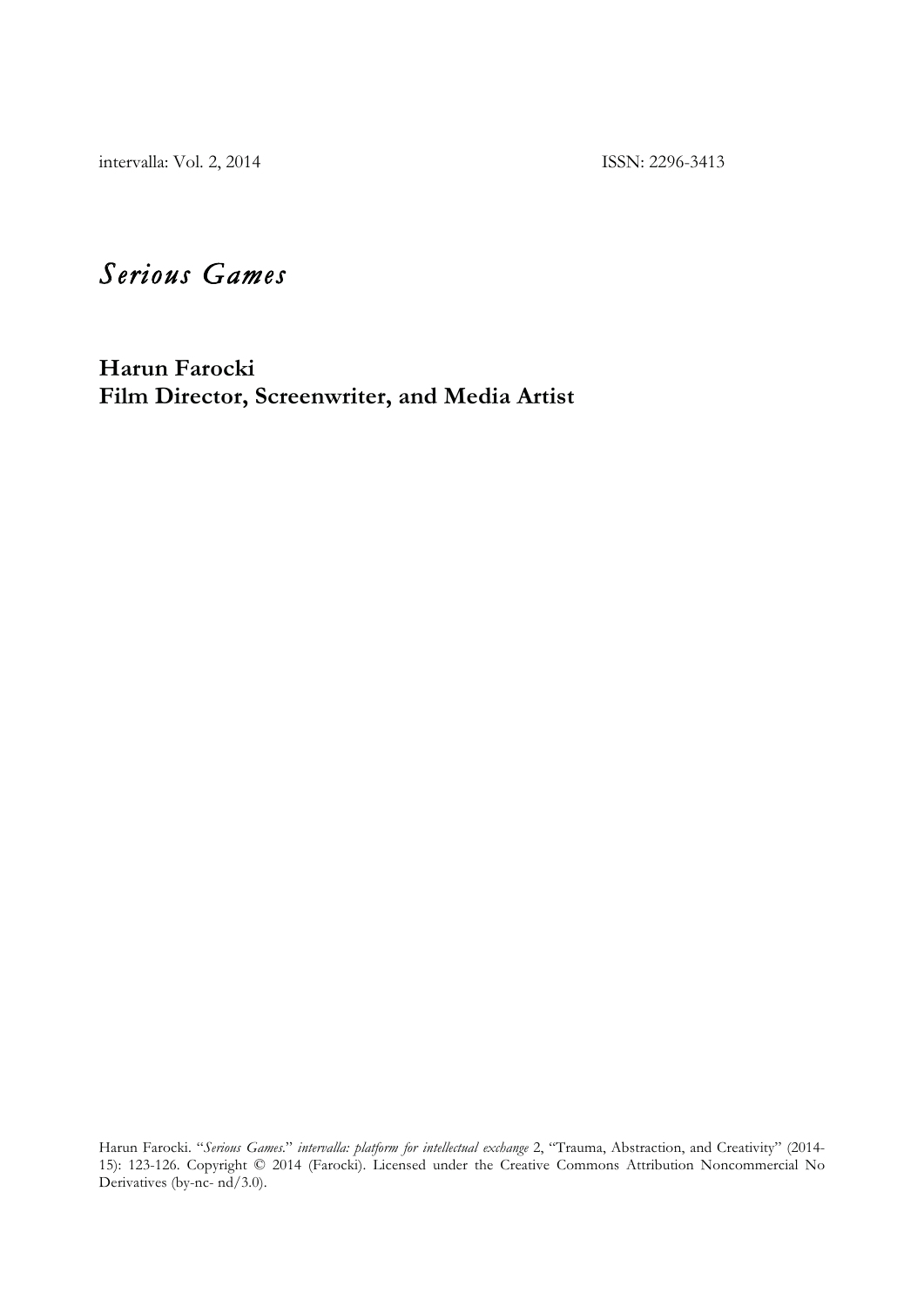intervalla: Vol. 2, 2014 ISSN: 2296-3413

# *Serious Games*

**Harun Farocki**
**Film Director, Screenwriter, and Media Artist**

Harun Farocki. "*Serious Games*." *intervalla: platform for intellectual exchange* 2, "Trauma, Abstraction, and Creativity" (2014-15): 123-126. Copyright © 2014 (Farocki). Licensed under the Creative Commons Attribution Noncommercial No Derivatives (by-nc- nd/3.0).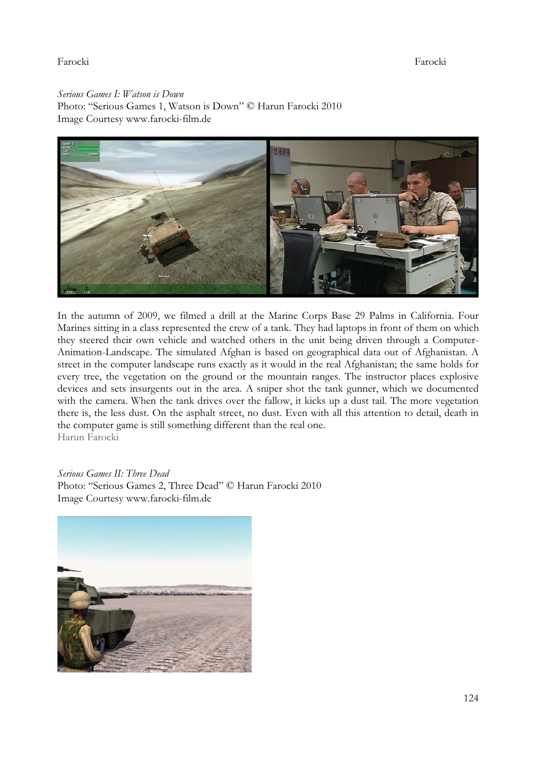*Serious Games I: Watson is Down*
Photo: "Serious Games 1, Watson is Down" © Harun Farocki 2010
Image Courtesy www.farocki-film.de

In the autumn of 2009, we filmed a drill at the Marine Corps Base 29 Palms in California. Four Marines sitting in a class represented the crew of a tank. They had laptops in front of them on which they steered their own vehicle and watched others in the unit being driven through a Computer-Animation-Landscape. The simulated Afghan is based on geographical data out of Afghanistan. A street in the computer landscape runs exactly as it would in the real Afghanistan; the same holds for every tree, the vegetation on the ground or the mountain ranges. The instructor places explosive devices and sets insurgents out in the area. A sniper shot the tank gunner, which we documented with the camera. When the tank drives over the fallow, it kicks up a dust tail. The more vegetation there is, the less dust. On the asphalt street, no dust. Even with all this attention to detail, death in the computer game is still something different than the real one.
Harun Farocki

*Serious Games II: Three Dead*
Photo: "Serious Games 2, Three Dead" © Harun Farocki 2010
Image Courtesy www.farocki-film.de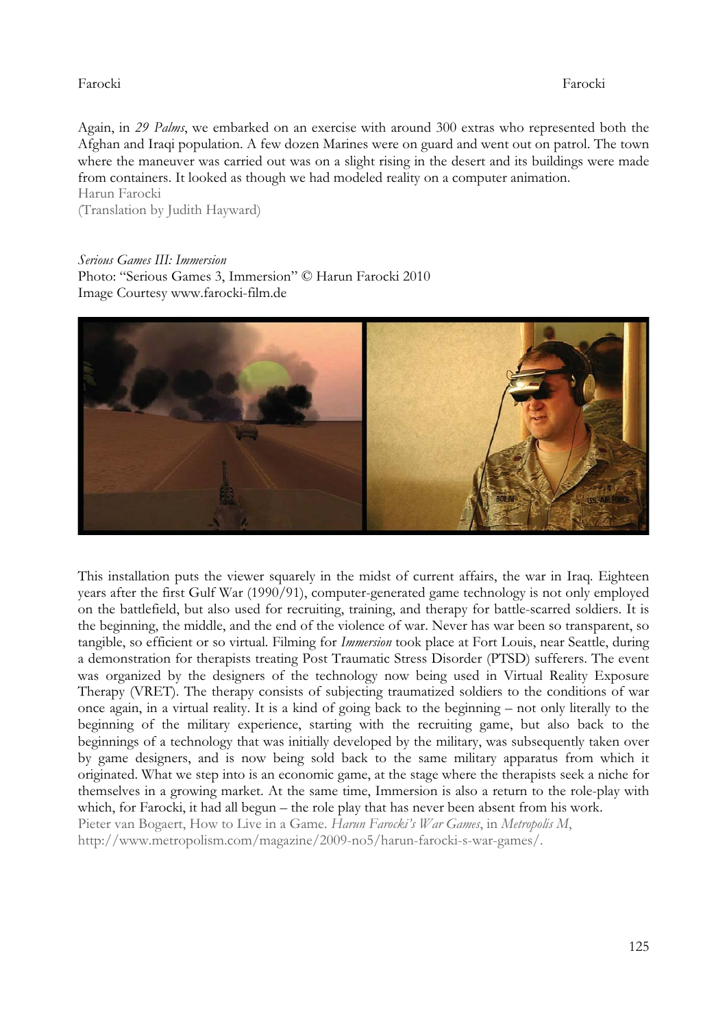Again, in *29 Palms*, we embarked on an exercise with around 300 extras who represented both the Afghan and Iraqi population. A few dozen Marines were on guard and went out on patrol. The town where the maneuver was carried out was on a slight rising in the desert and its buildings were made from containers. It looked as though we had modeled reality on a computer animation.
Harun Farocki
(Translation by Judith Hayward)

*Serious Games III: Immersion*
Photo: "Serious Games 3, Immersion" © Harun Farocki 2010
Image Courtesy www.farocki-film.de

This installation puts the viewer squarely in the midst of current affairs, the war in Iraq. Eighteen years after the first Gulf War (1990/91), computer-generated game technology is not only employed on the battlefield, but also used for recruiting, training, and therapy for battle-scarred soldiers. It is the beginning, the middle, and the end of the violence of war. Never has war been so transparent, so tangible, so efficient or so virtual. Filming for *Immersion* took place at Fort Louis, near Seattle, during a demonstration for therapists treating Post Traumatic Stress Disorder (PTSD) sufferers. The event was organized by the designers of the technology now being used in Virtual Reality Exposure Therapy (VRET). The therapy consists of subjecting traumatized soldiers to the conditions of war once again, in a virtual reality. It is a kind of going back to the beginning – not only literally to the beginning of the military experience, starting with the recruiting game, but also back to the beginnings of a technology that was initially developed by the military, was subsequently taken over by game designers, and is now being sold back to the same military apparatus from which it originated. What we step into is an economic game, at the stage where the therapists seek a niche for themselves in a growing market. At the same time, Immersion is also a return to the role-play with which, for Farocki, it had all begun – the role play that has never been absent from his work.
Pieter van Bogaert, How to Live in a Game. *Harun Farocki's War Games*, in *Metropolis M*, http://www.metropolism.com/magazine/2009-no5/harun-farocki-s-war-games/.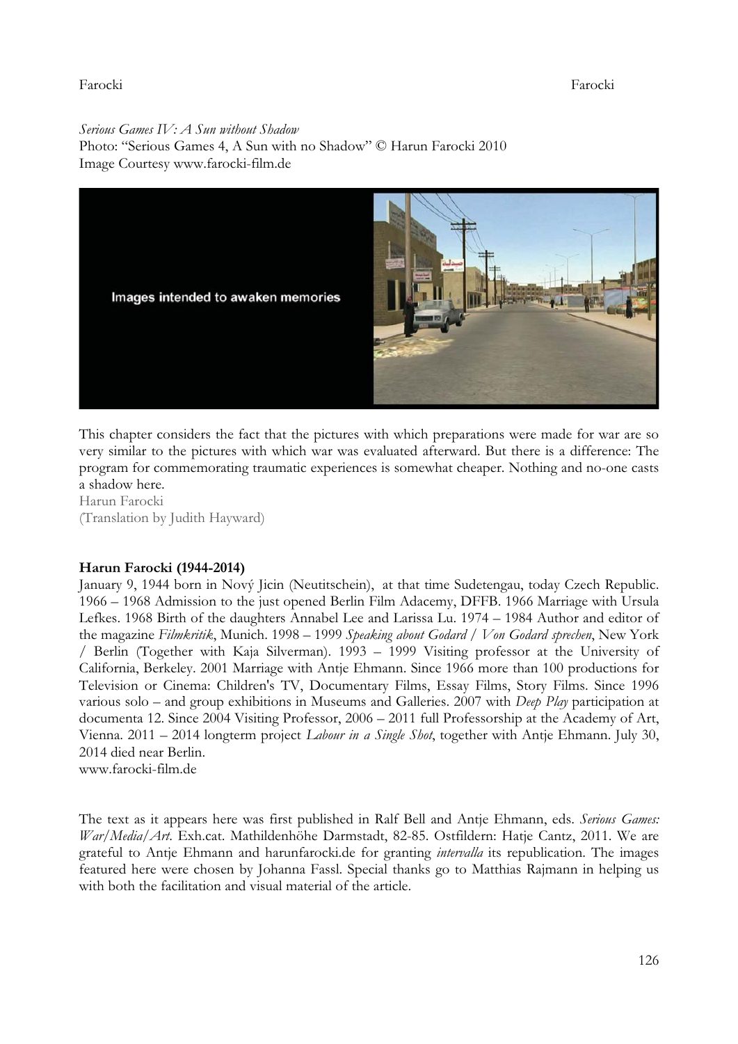*Serious Games IV: A Sun without Shadow*
Photo: "Serious Games 4, A Sun with no Shadow" © Harun Farocki 2010
Image Courtesy www.farocki-film.de

This chapter considers the fact that the pictures with which preparations were made for war are so very similar to the pictures with which war was evaluated afterward. But there is a difference: The program for commemorating traumatic experiences is somewhat cheaper. Nothing and no-one casts a shadow here.

Harun Farocki
(Translation by Judith Hayward)

**Harun Farocki (1944-2014)**

January 9, 1944 born in Nový Jicin (Neutitschein), at that time Sudetengau, today Czech Republic. 1966 – 1968 Admission to the just opened Berlin Film Adacemy, DFFB. 1966 Marriage with Ursula Lefkes. 1968 Birth of the daughters Annabel Lee and Larissa Lu. 1974 – 1984 Author and editor of the magazine *Filmkritik*, Munich. 1998 – 1999 *Speaking about Godard / Von Godard sprechen*, New York / Berlin (Together with Kaja Silverman). 1993 – 1999 Visiting professor at the University of California, Berkeley. 2001 Marriage with Antje Ehmann. Since 1966 more than 100 productions for Television or Cinema: Children's TV, Documentary Films, Essay Films, Story Films. Since 1996 various solo – and group exhibitions in Museums and Galleries. 2007 with *Deep Play* participation at documenta 12. Since 2004 Visiting Professor, 2006 – 2011 full Professorship at the Academy of Art, Vienna. 2011 – 2014 longterm project *Labour in a Single Shot*, together with Antje Ehmann. July 30, 2014 died near Berlin.
www.farocki-film.de

The text as it appears here was first published in Ralf Bell and Antje Ehmann, eds. *Serious Games: War/Media/Art*. Exh.cat. Mathildenhöhe Darmstadt, 82-85. Ostfildern: Hatje Cantz, 2011. We are grateful to Antje Ehmann and harunfarocki.de for granting *intervalla* its republication. The images featured here were chosen by Johanna Fassl. Special thanks go to Matthias Rajmann in helping us with both the facilitation and visual material of the article.